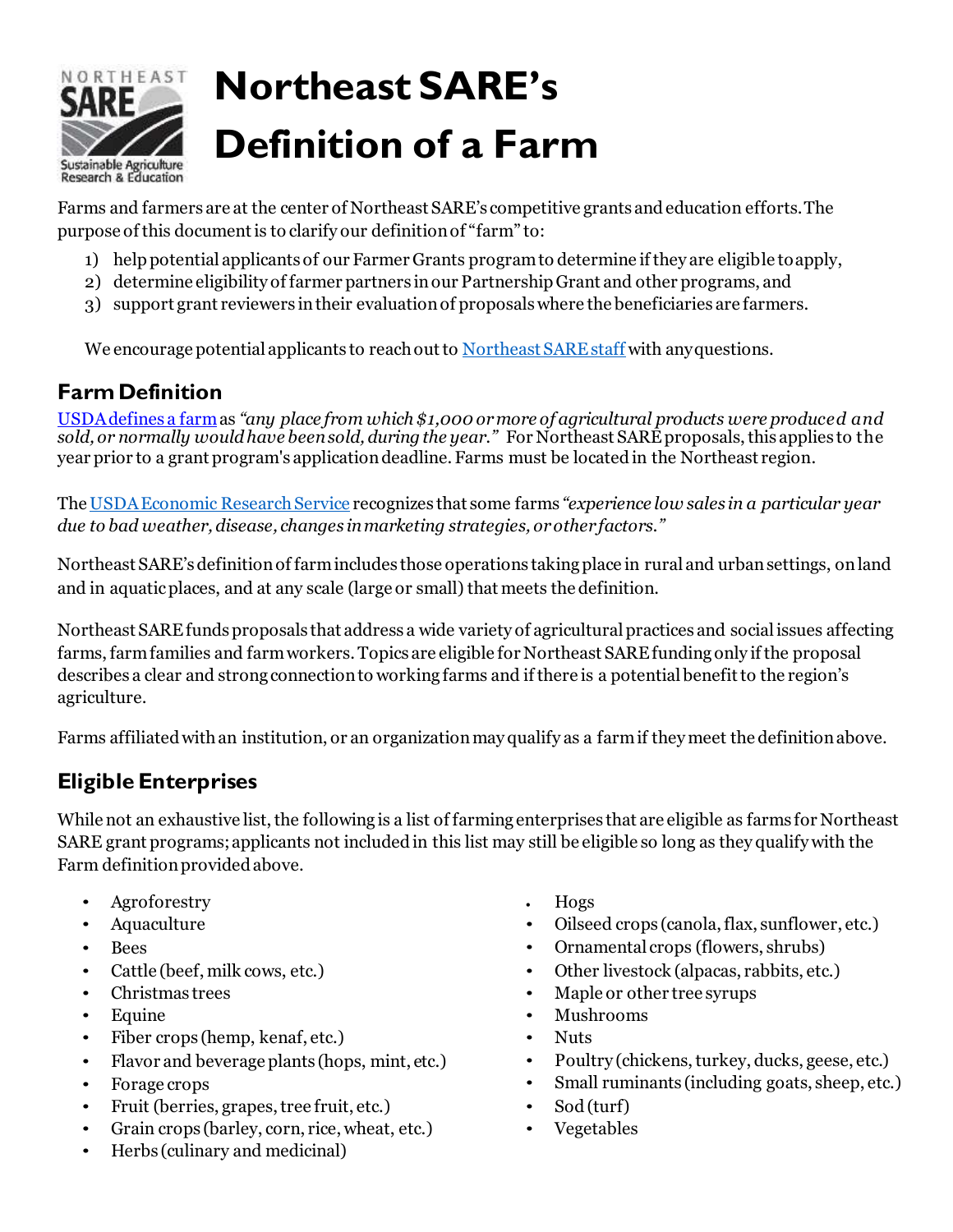# Northeast SARE's Definition of a Farm

Farms and farmers are at the center of Northeast SARE's competitive grants and education efforts. The purpose of this document is to clarify our definition of "farm" to:

1) help potential applicants of our Farmer Grants program to determine if they are eligible to apply,
2) determine eligibility of farmer partners in our Partnership Grant and other programs, and
3) support grant reviewers in their evaluation of proposals where the beneficiaries are farmers.

We encourage potential applicants to reach out to Northeast SARE staff with any questions.

## Farm Definition

USDA defines a farm as *"any place from which $1,000 or more of agricultural products were produced and sold, or normally would have been sold, during the year."* For Northeast SARE proposals, this applies to the year prior to a grant program's application deadline. Farms must be located in the Northeast region.

The USDA Economic Research Service recognizes that some farms *"experience low sales in a particular year due to bad weather, disease, changes in marketing strategies, or other factors."*

Northeast SARE's definition of farm includes those operations taking place in rural and urban settings, on land and in aquatic places, and at any scale (large or small) that meets the definition.

Northeast SARE funds proposals that address a wide variety of agricultural practices and social issues affecting farms, farm families and farm workers. Topics are eligible for Northeast SARE funding only if the proposal describes a clear and strong connection to working farms and if there is a potential benefit to the region's agriculture.

Farms affiliated with an institution, or an organization may qualify as a farm if they meet the definition above.

## Eligible Enterprises

While not an exhaustive list, the following is a list of farming enterprises that are eligible as farms for Northeast SARE grant programs; applicants not included in this list may still be eligible so long as they qualify with the Farm definition provided above.

- Agroforestry
- Aquaculture
- Bees
- Cattle (beef, milk cows, etc.)
- Christmas trees
- Equine
- Fiber crops (hemp, kenaf, etc.)
- Flavor and beverage plants (hops, mint, etc.)
- Forage crops
- Fruit (berries, grapes, tree fruit, etc.)
- Grain crops (barley, corn, rice, wheat, etc.)
- Herbs (culinary and medicinal)
- Hogs
- Oilseed crops (canola, flax, sunflower, etc.)
- Ornamental crops (flowers, shrubs)
- Other livestock (alpacas, rabbits, etc.)
- Maple or other tree syrups
- Mushrooms
- Nuts
- Poultry (chickens, turkey, ducks, geese, etc.)
- Small ruminants (including goats, sheep, etc.)
- Sod (turf)
- Vegetables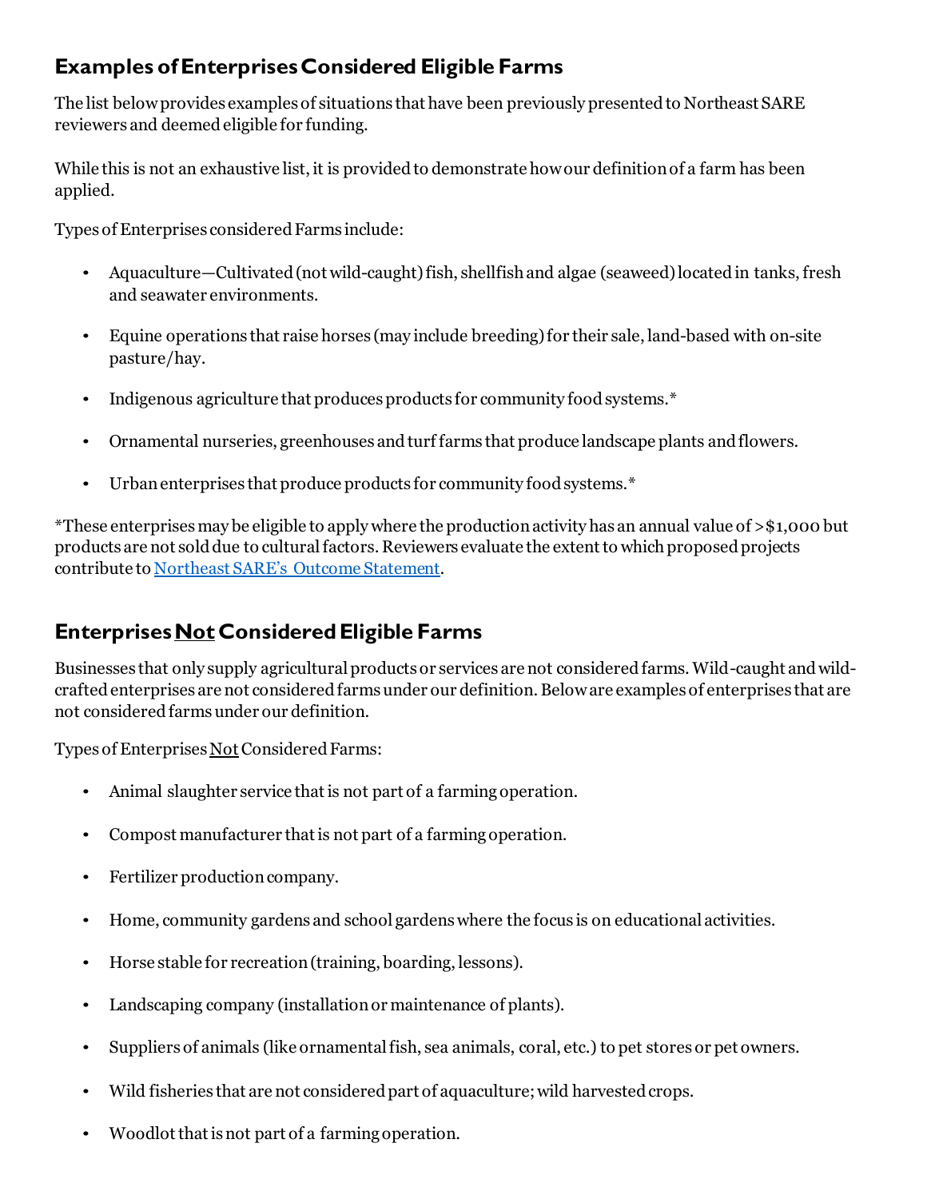## Examples of Enterprises Considered Eligible Farms

The list below provides examples of situations that have been previously presented to Northeast SARE reviewers and deemed eligible for funding.

While this is not an exhaustive list, it is provided to demonstrate how our definition of a farm has been applied.

Types of Enterprises considered Farms include:

- Aquaculture—Cultivated (not wild-caught) fish, shellfish and algae (seaweed) located in tanks, fresh and seawater environments.
- Equine operations that raise horses (may include breeding) for their sale, land-based with on-site pasture/hay.
- Indigenous agriculture that produces products for community food systems.*
- Ornamental nurseries, greenhouses and turf farms that produce landscape plants and flowers.
- Urban enterprises that produce products for community food systems.*

*These enterprises may be eligible to apply where the production activity has an annual value of >$1,000 but products are not sold due to cultural factors. Reviewers evaluate the extent to which proposed projects contribute to [Northeast SARE's Outcome Statement](Northeast SARE's Outcome Statement).

## Enterprises <u>Not</u> Considered Eligible Farms

Businesses that only supply agricultural products or services are not considered farms. Wild-caught and wild-crafted enterprises are not considered farms under our definition. Below are examples of enterprises that are not considered farms under our definition.

Types of Enterprises <u>Not</u> Considered Farms:

- Animal slaughter service that is not part of a farming operation.
- Compost manufacturer that is not part of a farming operation.
- Fertilizer production company.
- Home, community gardens and school gardens where the focus is on educational activities.
- Horse stable for recreation (training, boarding, lessons).
- Landscaping company (installation or maintenance of plants).
- Suppliers of animals (like ornamental fish, sea animals, coral, etc.) to pet stores or pet owners.
- Wild fisheries that are not considered part of aquaculture; wild harvested crops.
- Woodlot that is not part of a farming operation.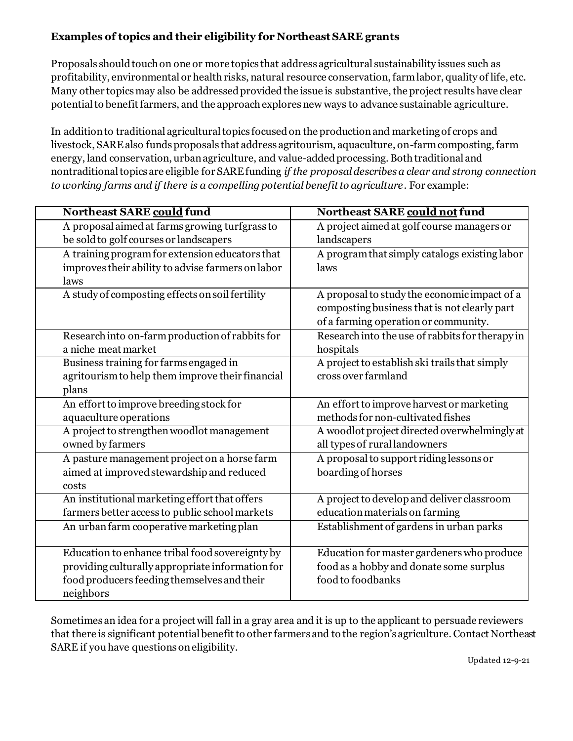**Examples of topics and their eligibility for Northeast SARE grants**

Proposals should touch on one or more topics that address agricultural sustainability issues such as profitability, environmental or health risks, natural resource conservation, farm labor, quality of life, etc. Many other topics may also be addressed provided the issue is substantive, the project results have clear potential to benefit farmers, and the approach explores new ways to advance sustainable agriculture.

In addition to traditional agricultural topics focused on the production and marketing of crops and livestock, SARE also funds proposals that address agritourism, aquaculture, on-farm composting, farm energy, land conservation, urban agriculture, and value-added processing. Both traditional and nontraditional topics are eligible for SARE funding *if the proposal describes a clear and strong connection to working farms and if there is a compelling potential benefit to agriculture*. For example:

| **Northeast SARE could fund** | **Northeast SARE could not fund** |
|---|---|
| A proposal aimed at farms growing turfgrass to be sold to golf courses or landscapers | A project aimed at golf course managers or landscapers |
| A training program for extension educators that improves their ability to advise farmers on labor laws | A program that simply catalogs existing labor laws |
| A study of composting effects on soil fertility | A proposal to study the economic impact of a composting business that is not clearly part of a farming operation or community. |
| Research into on-farm production of rabbits for a niche meat market | Research into the use of rabbits for therapy in hospitals |
| Business training for farms engaged in agritourism to help them improve their financial plans | A project to establish ski trails that simply cross over farmland |
| An effort to improve breeding stock for aquaculture operations | An effort to improve harvest or marketing methods for non-cultivated fishes |
| A project to strengthen woodlot management owned by farmers | A woodlot project directed overwhelmingly at all types of rural landowners |
| A pasture management project on a horse farm aimed at improved stewardship and reduced costs | A proposal to support riding lessons or boarding of horses |
| An institutional marketing effort that offers farmers better access to public school markets | A project to develop and deliver classroom education materials on farming |
| An urban farm cooperative marketing plan | Establishment of gardens in urban parks |
| Education to enhance tribal food sovereignty by providing culturally appropriate information for food producers feeding themselves and their neighbors | Education for master gardeners who produce food as a hobby and donate some surplus food to foodbanks |

Sometimes an idea for a project will fall in a gray area and it is up to the applicant to persuade reviewers that there is significant potential benefit to other farmers and to the region's agriculture. Contact Northeast SARE if you have questions on eligibility.

Updated 12-9-21